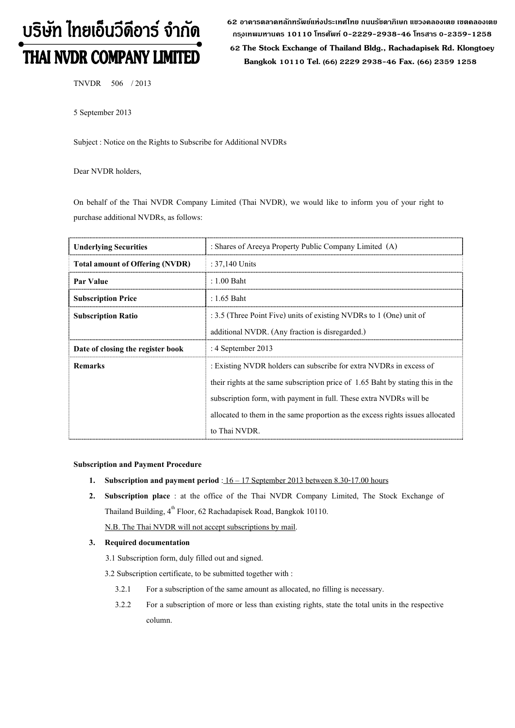# บริษัท ไทยเอ็นวีดีอาร์ จำกัด
# THAI NVDR COMPANY LIMITED

62 อาคารตลาดหลักทรัพย์แห่งประเทศไทย ถนนรัชดาภิเษก แขวงคลองเตย เขตคลองเตย กรุงเทพมหานคร 10110 โทรศัพท์ 0-2229-2938-46 โทรสาร 0-2359-1258

62 The Stock Exchange of Thailand Bldg., Rachadapisek Rd. Klongtoey Bangkok 10110 Tel. (66) 2229 2938-46 Fax. (66) 2359 1258

TNVDR 506 / 2013

5 September 2013

Subject : Notice on the Rights to Subscribe for Additional NVDRs

Dear NVDR holders,

On behalf of the Thai NVDR Company Limited (Thai NVDR), we would like to inform you of your right to purchase additional NVDRs, as follows:

| | |
|---|---|
| **Underlying Securities** | : Shares of Areeya Property Public Company Limited (A) |
| **Total amount of Offering (NVDR)** | : 37,140 Units |
| **Par Value** | : 1.00 Baht |
| **Subscription Price** | : 1.65 Baht |
| **Subscription Ratio** | : 3.5 (Three Point Five) units of existing NVDRs to 1 (One) unit of additional NVDR. (Any fraction is disregarded.) |
| **Date of closing the register book** | : 4 September 2013 |
| **Remarks** | : Existing NVDR holders can subscribe for extra NVDRs in excess of their rights at the same subscription price of 1.65 Baht by stating this in the subscription form, with payment in full. These extra NVDRs will be allocated to them in the same proportion as the excess rights issues allocated to Thai NVDR. |

**Subscription and Payment Procedure**

1. **Subscription and payment period** : 16 – 17 September 2013 between 8.30-17.00 hours
2. **Subscription place** : at the office of the Thai NVDR Company Limited, The Stock Exchange of Thailand Building, 4th Floor, 62 Rachadapisek Road, Bangkok 10110.
   N.B. The Thai NVDR will not accept subscriptions by mail.
3. **Required documentation**
   - 3.1 Subscription form, duly filled out and signed.
   - 3.2 Subscription certificate, to be submitted together with :
     - 3.2.1 For a subscription of the same amount as allocated, no filling is necessary.
     - 3.2.2 For a subscription of more or less than existing rights, state the total units in the respective column.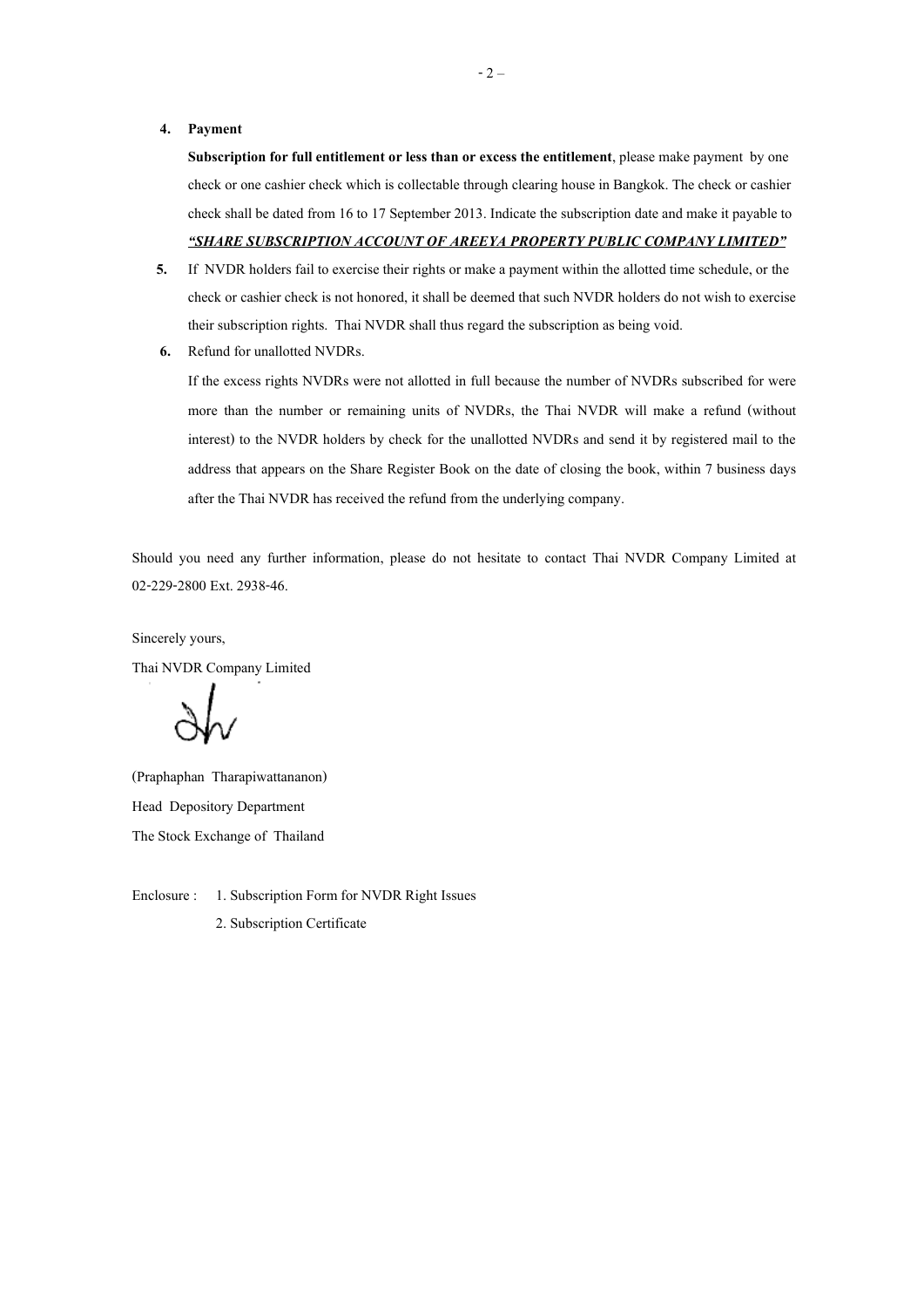4. **Payment**

   **Subscription for full entitlement or less than or excess the entitlement**, please make payment by one check or one cashier check which is collectable through clearing house in Bangkok. The check or cashier check shall be dated from 16 to 17 September 2013. Indicate the subscription date and make it payable to ***"SHARE SUBSCRIPTION ACCOUNT OF AREEYA PROPERTY PUBLIC COMPANY LIMITED"***

5. If NVDR holders fail to exercise their rights or make a payment within the allotted time schedule, or the check or cashier check is not honored, it shall be deemed that such NVDR holders do not wish to exercise their subscription rights. Thai NVDR shall thus regard the subscription as being void.

6. Refund for unallotted NVDRs.

   If the excess rights NVDRs were not allotted in full because the number of NVDRs subscribed for were more than the number or remaining units of NVDRs, the Thai NVDR will make a refund (without interest) to the NVDR holders by check for the unallotted NVDRs and send it by registered mail to the address that appears on the Share Register Book on the date of closing the book, within 7 business days after the Thai NVDR has received the refund from the underlying company.

Should you need any further information, please do not hesitate to contact Thai NVDR Company Limited at 02-229-2800 Ext. 2938-46.

Sincerely yours,

Thai NVDR Company Limited

(Praphaphan Tharapiwattananon)

Head Depository Department

The Stock Exchange of Thailand

Enclosure : 1. Subscription Form for NVDR Right Issues

2. Subscription Certificate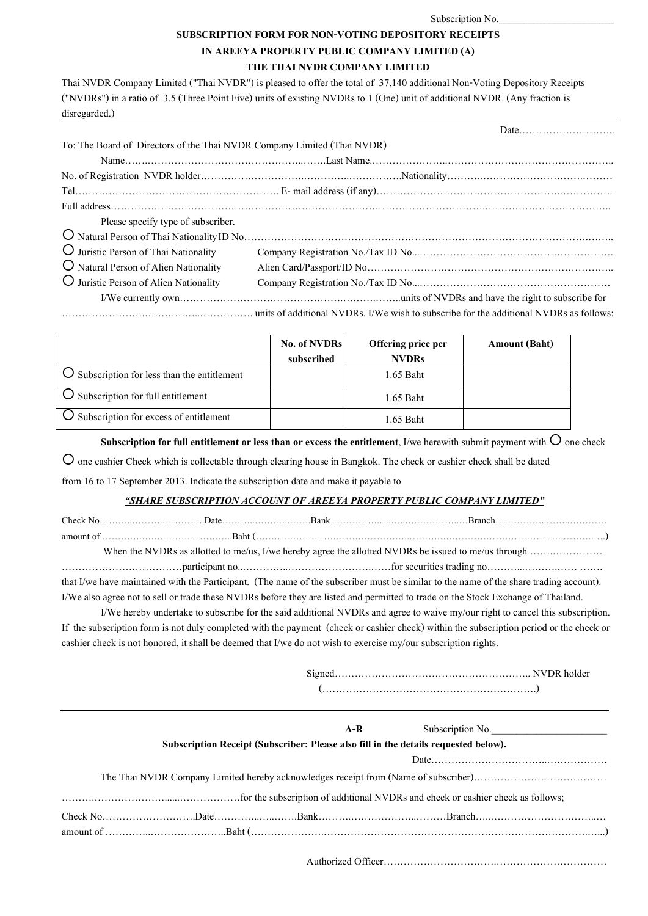Subscription No.______________________

**SUBSCRIPTION FORM FOR NON-VOTING DEPOSITORY RECEIPTS**

**IN AREEYA PROPERTY PUBLIC COMPANY LIMITED (A)**

**THE THAI NVDR COMPANY LIMITED**

Thai NVDR Company Limited ("Thai NVDR") is pleased to offer the total of 37,140 additional Non-Voting Depository Receipts ("NVDRs") in a ratio of 3.5 (Three Point Five) units of existing NVDRs to 1 (One) unit of additional NVDR. (Any fraction is disregarded.)

Date………………………..

To: The Board of Directors of the Thai NVDR Company Limited (Thai NVDR)

Name……..…………………………………………..…….Last Name.…………………..…………………………………………..

No. of Registration NVDR holder…………………………..…………..…………….Nationality……….………………………….………

Tel……………………………………………………. E- mail address (if any)…………………………………………………….…………….

Full address…………………………………………………………………………………………………….……………………………..

Please specify type of subscriber.

○ Natural Person of Thai Nationality ID No…………………………………………………………………………………………….……..

○ Juristic Person of Thai Nationality Company Registration No./Tax ID No...………………………………………………….

○ Natural Person of Alien Nationality Alien Card/Passport/ID No………………………………………………………………..

○ Juristic Person of Alien Nationality Company Registration No./Tax ID No...…………………………………………………

I/We currently own……………………………………………….……….……..units of NVDRs and have the right to subscribe for ……………………….……………..……………. units of additional NVDRs. I/We wish to subscribe for the additional NVDRs as follows:

| | No. of NVDRs subscribed | Offering price per NVDRs | Amount (Baht) |
|---|---|---|---|
| ○ Subscription for less than the entitlement | | 1.65 Baht | |
| ○ Subscription for full entitlement | | 1.65 Baht | |
| ○ Subscription for excess of entitlement | | 1.65 Baht | |

**Subscription for full entitlement or less than or excess the entitlement**, I/we herewith submit payment with ○ one check ○ one cashier Check which is collectable through clearing house in Bangkok. The check or cashier check shall be dated from 16 to 17 September 2013. Indicate the subscription date and make it payable to

***"SHARE SUBSCRIPTION ACCOUNT OF AREEYA PROPERTY PUBLIC COMPANY LIMITED"***

Check No………..……….…………..Date………..……..……….Bank…………….……..……………..…Branch……………..……..…………

amount of ……….…….…………………..Baht (…………………………………………..……….…………………………………….………..….)

When the NVDRs as allotted to me/us, I/we hereby agree the allotted NVDRs be issued to me/us through …….……………

………………………………participant no..…………..………………………..……for securities trading no………..……….…… ……. that I/we have maintained with the Participant. (The name of the subscriber must be similar to the name of the share trading account). I/We also agree not to sell or trade these NVDRs before they are listed and permitted to trade on the Stock Exchange of Thailand.

I/We hereby undertake to subscribe for the said additional NVDRs and agree to waive my/our right to cancel this subscription. If the subscription form is not duly completed with the payment (check or cashier check) within the subscription period or the check or cashier check is not honored, it shall be deemed that I/we do not wish to exercise my/our subscription rights.

Signed…………………………………………………….. NVDR holder

(……………………………………………………….)

---

**A-R** Subscription No.______________________

**Subscription Receipt (Subscriber: Please also fill in the details requested below).**

Date……………………………..………………

The Thai NVDR Company Limited hereby acknowledges receipt from (Name of subscriber)……………………………………

……….…………………......………………for the subscription of additional NVDRs and check or cashier check as follows;

Check No……………………….Date…………..…..…….Bank……….………………..………Branch…..…………………………..…

amount of …………..…………………..Baht (…………………..…………………………………………………………………….…...)

Authorized Officer…………………………….……………………………